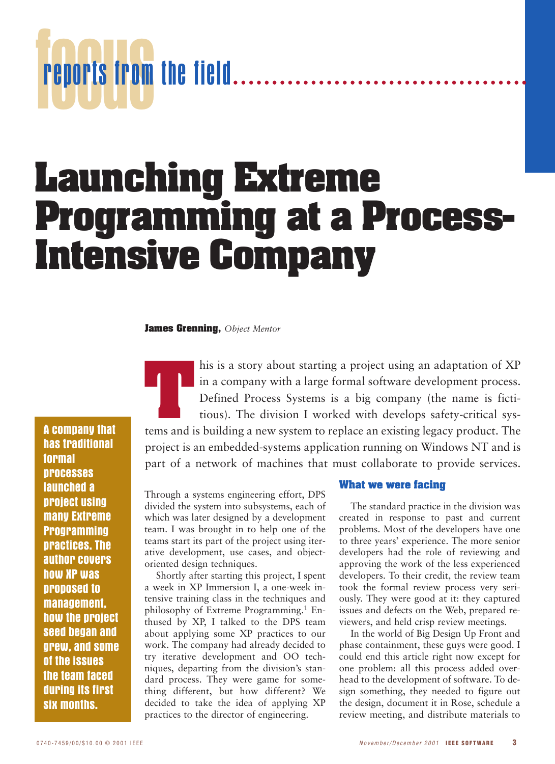focus reports from the field

# Launching Extreme Programming at a Process-Intensive Company

**James Grenning**, *Object Mentor*

**A company that has traditional formal processes launched a project using many Extreme Programming practices. The author covers how XP was proposed to management, how the project seed began and grew, and some of the issues the team faced during its first six months.**

This is a story about starting a project using an adaptation of XP in a company with a large formal software development process. Defined Process Systems is a big company (the name is fictitious). The division I worked with develops safety-critical systems and is building a new system to replace an existing legacy product. The project is an embedded-systems application running on Windows NT and is part of a network of machines that must collaborate to provide services.

Through a systems engineering effort, DPS divided the system into subsystems, each of which was later designed by a development team. I was brought in to help one of the teams start its part of the project using iterative development, use cases, and object-oriented design techniques.

Shortly after starting this project, I spent a week in XP Immersion I, a one-week intensive training class in the techniques and philosophy of Extreme Programming.[1] Enthused by XP, I talked to the DPS team about applying some XP practices to our work. The company had already decided to try iterative development and OO techniques, departing from the division's standard process. They were game for something different, but how different? We decided to take the idea of applying XP practices to the director of engineering.

## What we were facing

The standard practice in the division was created in response to past and current problems. Most of the developers have one to three years' experience. The more senior developers had the role of reviewing and approving the work of the less experienced developers. To their credit, the review team took the formal review process very seriously. They were good at it: they captured issues and defects on the Web, prepared reviewers, and held crisp review meetings.

In the world of Big Design Up Front and phase containment, these guys were good. I could end this article right now except for one problem: all this process added overhead to the development of software. To design something, they needed to figure out the design, document it in Rose, schedule a review meeting, and distribute materials to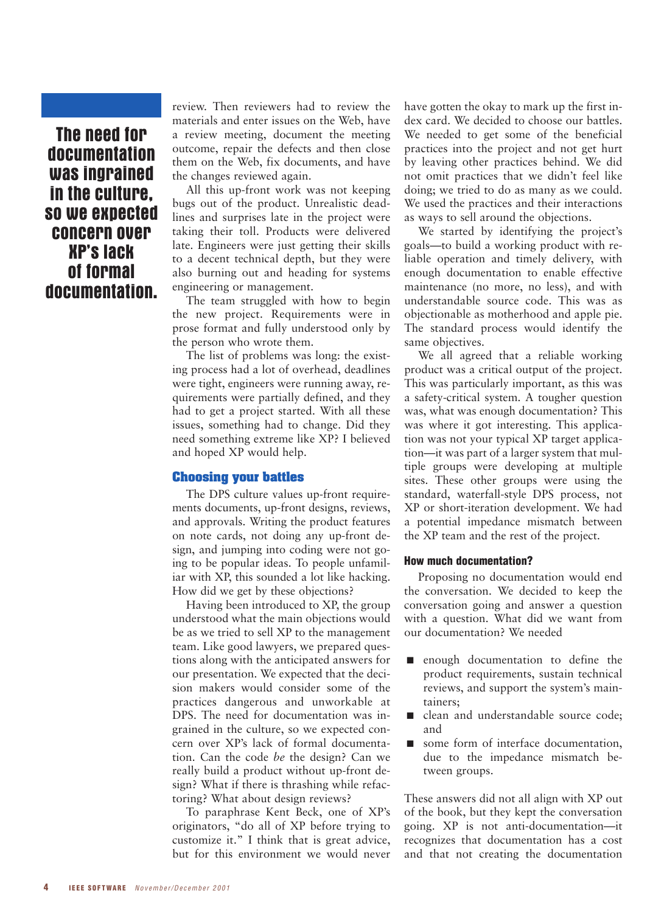review. Then reviewers had to review the materials and enter issues on the Web, have a review meeting, document the meeting outcome, repair the defects and then close them on the Web, fix documents, and have the changes reviewed again.

All this up-front work was not keeping bugs out of the product. Unrealistic deadlines and surprises late in the project were taking their toll. Products were delivered late. Engineers were just getting their skills to a decent technical depth, but they were also burning out and heading for systems engineering or management.

The team struggled with how to begin the new project. Requirements were in prose format and fully understood only by the person who wrote them.

The list of problems was long: the existing process had a lot of overhead, deadlines were tight, engineers were running away, requirements were partially defined, and they had to get a project started. With all these issues, something had to change. Did they need something extreme like XP? I believed and hoped XP would help.

## Choosing your battles

The DPS culture values up-front requirements documents, up-front designs, reviews, and approvals. Writing the product features on note cards, not doing any up-front design, and jumping into coding were not going to be popular ideas. To people unfamiliar with XP, this sounded a lot like hacking. How did we get by these objections?

Having been introduced to XP, the group understood what the main objections would be as we tried to sell XP to the management team. Like good lawyers, we prepared questions along with the anticipated answers for our presentation. We expected that the decision makers would consider some of the practices dangerous and unworkable at DPS. The need for documentation was ingrained in the culture, so we expected concern over XP's lack of formal documentation. Can the code *be* the design? Can we really build a product without up-front design? What if there is thrashing while refactoring? What about design reviews?

> **The need for documentation was ingrained in the culture, so we expected concern over XP's lack of formal documentation.**

To paraphrase Kent Beck, one of XP's originators, "do all of XP before trying to customize it." I think that is great advice, but for this environment we would never have gotten the okay to mark up the first index card. We decided to choose our battles. We needed to get some of the beneficial practices into the project and not get hurt by leaving other practices behind. We did not omit practices that we didn't feel like doing; we tried to do as many as we could. We used the practices and their interactions as ways to sell around the objections.

We started by identifying the project's goals—to build a working product with reliable operation and timely delivery, with enough documentation to enable effective maintenance (no more, no less), and with understandable source code. This was as objectionable as motherhood and apple pie. The standard process would identify the same objectives.

We all agreed that a reliable working product was a critical output of the project. This was particularly important, as this was a safety-critical system. A tougher question was, what was enough documentation? This was where it got interesting. This application was not your typical XP target application—it was part of a larger system that multiple groups were developing at multiple sites. These other groups were using the standard, waterfall-style DPS process, not XP or short-iteration development. We had a potential impedance mismatch between the XP team and the rest of the project.

### How much documentation?

Proposing no documentation would end the conversation. We decided to keep the conversation going and answer a question with a question. What did we want from our documentation? We needed

- enough documentation to define the product requirements, sustain technical reviews, and support the system's maintainers;
- clean and understandable source code; and
- some form of interface documentation, due to the impedance mismatch between groups.

These answers did not all align with XP out of the book, but they kept the conversation going. XP is not anti-documentation—it recognizes that documentation has a cost and that not creating the documentation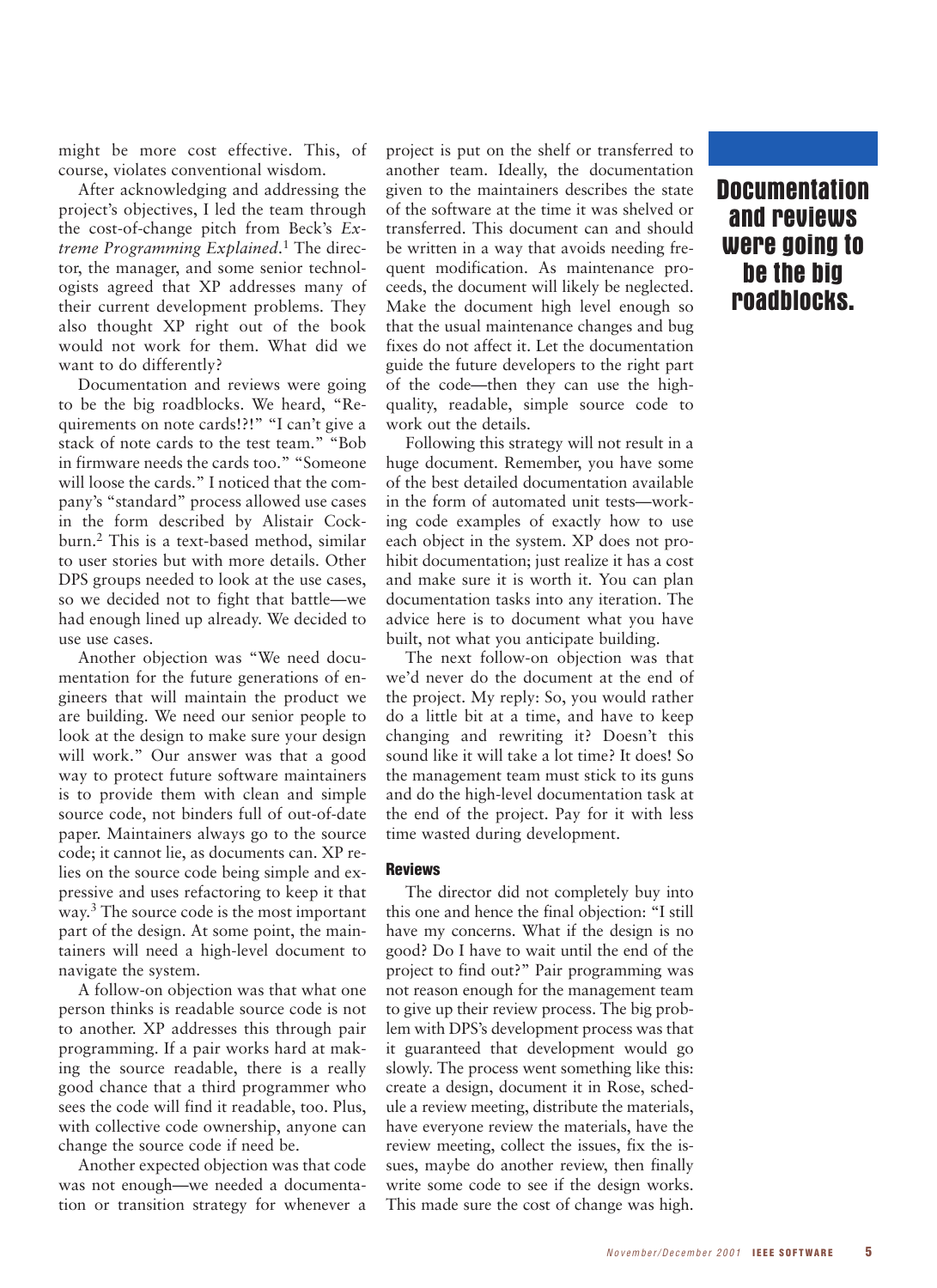might be more cost effective. This, of course, violates conventional wisdom.

After acknowledging and addressing the project's objectives, I led the team through the cost-of-change pitch from Beck's *Extreme Programming Explained*.[1] The director, the manager, and some senior technologists agreed that XP addresses many of their current development problems. They also thought XP right out of the book would not work for them. What did we want to do differently?

Documentation and reviews were going to be the big roadblocks. We heard, "Requirements on note cards!?!" "I can't give a stack of note cards to the test team." "Bob in firmware needs the cards too." "Someone will loose the cards." I noticed that the company's "standard" process allowed use cases in the form described by Alistair Cockburn.[2] This is a text-based method, similar to user stories but with more details. Other DPS groups needed to look at the use cases, so we decided not to fight that battle—we had enough lined up already. We decided to use use cases.

Another objection was "We need documentation for the future generations of engineers that will maintain the product we are building. We need our senior people to look at the design to make sure your design will work." Our answer was that a good way to protect future software maintainers is to provide them with clean and simple source code, not binders full of out-of-date paper. Maintainers always go to the source code; it cannot lie, as documents can. XP relies on the source code being simple and expressive and uses refactoring to keep it that way.[3] The source code is the most important part of the design. At some point, the maintainers will need a high-level document to navigate the system.

A follow-on objection was that what one person thinks is readable source code is not to another. XP addresses this through pair programming. If a pair works hard at making the source readable, there is a really good chance that a third programmer who sees the code will find it readable, too. Plus, with collective code ownership, anyone can change the source code if need be.

Another expected objection was that code was not enough—we needed a documentation or transition strategy for whenever a project is put on the shelf or transferred to another team. Ideally, the documentation given to the maintainers describes the state of the software at the time it was shelved or transferred. This document can and should be written in a way that avoids needing frequent modification. As maintenance proceeds, the document will likely be neglected. Make the document high level enough so that the usual maintenance changes and bug fixes do not affect it. Let the documentation guide the future developers to the right part of the code—then they can use the high-quality, readable, simple source code to work out the details.

Following this strategy will not result in a huge document. Remember, you have some of the best detailed documentation available in the form of automated unit tests—working code examples of exactly how to use each object in the system. XP does not prohibit documentation; just realize it has a cost and make sure it is worth it. You can plan documentation tasks into any iteration. The advice here is to document what you have built, not what you anticipate building.

The next follow-on objection was that we'd never do the document at the end of the project. My reply: So, you would rather do a little bit at a time, and have to keep changing and rewriting it? Doesn't this sound like it will take a lot time? It does! So the management team must stick to its guns and do the high-level documentation task at the end of the project. Pay for it with less time wasted during development.

### Reviews

The director did not completely buy into this one and hence the final objection: "I still have my concerns. What if the design is no good? Do I have to wait until the end of the project to find out?" Pair programming was not reason enough for the management team to give up their review process. The big problem with DPS's development process was that it guaranteed that development would go slowly. The process went something like this: create a design, document it in Rose, schedule a review meeting, distribute the materials, have everyone review the materials, have the review meeting, collect the issues, fix the issues, maybe do another review, then finally write some code to see if the design works. This made sure the cost of change was high.

**Documentation and reviews were going to be the big roadblocks.**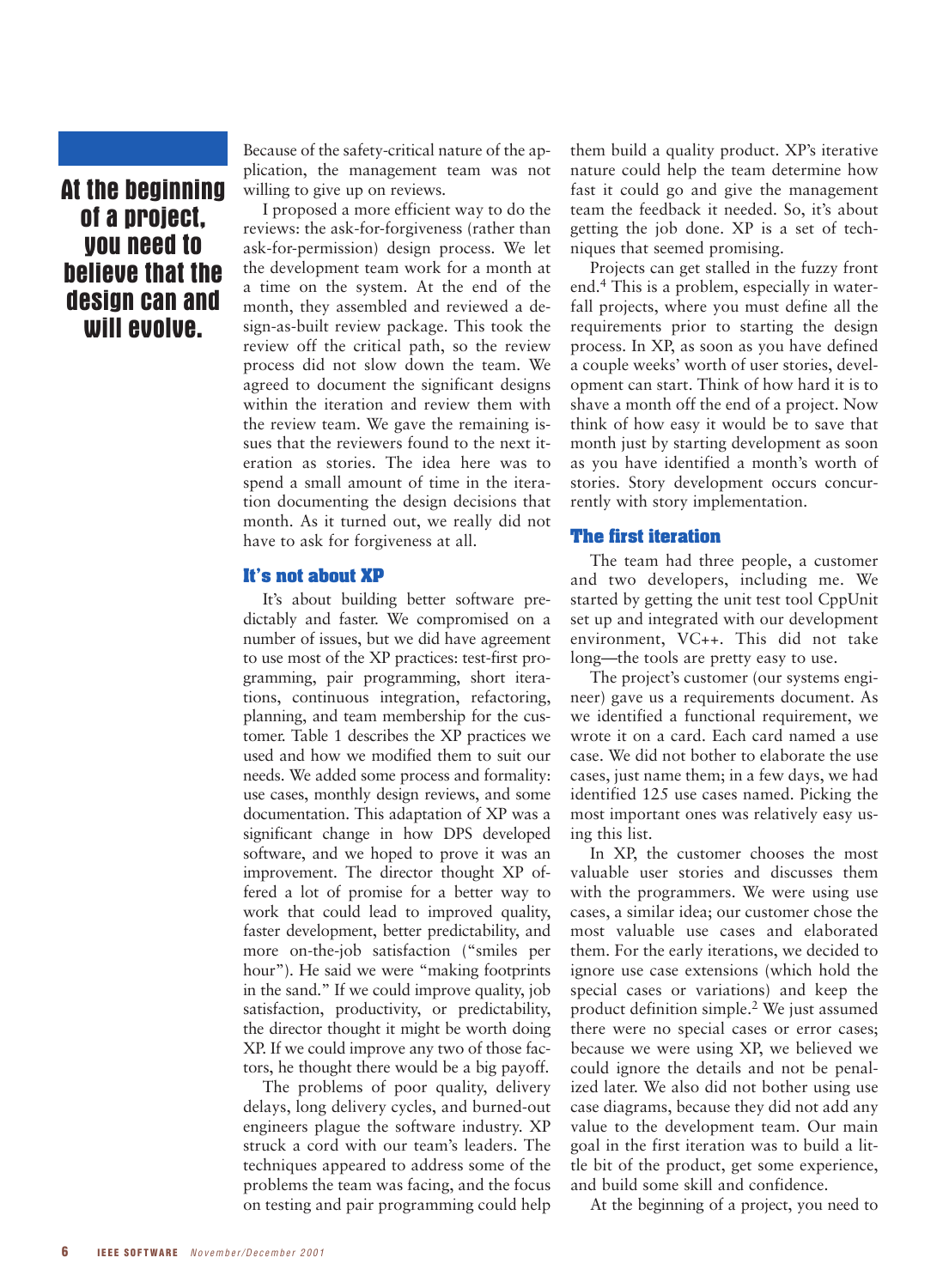Because of the safety-critical nature of the application, the management team was not willing to give up on reviews.

I proposed a more efficient way to do the reviews: the ask-for-forgiveness (rather than ask-for-permission) design process. We let the development team work for a month at a time on the system. At the end of the month, they assembled and reviewed a design-as-built review package. This took the review off the critical path, so the review process did not slow down the team. We agreed to document the significant designs within the iteration and review them with the review team. We gave the remaining issues that the reviewers found to the next iteration as stories. The idea here was to spend a small amount of time in the iteration documenting the design decisions that month. As it turned out, we really did not have to ask for forgiveness at all.

> **At the beginning of a project, you need to believe that the design can and will evolve.**

## It's not about XP

It's about building better software predictably and faster. We compromised on a number of issues, but we did have agreement to use most of the XP practices: test-first programming, pair programming, short iterations, continuous integration, refactoring, planning, and team membership for the customer. Table 1 describes the XP practices we used and how we modified them to suit our needs. We added some process and formality: use cases, monthly design reviews, and some documentation. This adaptation of XP was a significant change in how DPS developed software, and we hoped to prove it was an improvement. The director thought XP offered a lot of promise for a better way to work that could lead to improved quality, faster development, better predictability, and more on-the-job satisfaction ("smiles per hour"). He said we were "making footprints in the sand." If we could improve quality, job satisfaction, productivity, or predictability, the director thought it might be worth doing XP. If we could improve any two of those factors, he thought there would be a big payoff.

The problems of poor quality, delivery delays, long delivery cycles, and burned-out engineers plague the software industry. XP struck a cord with our team's leaders. The techniques appeared to address some of the problems the team was facing, and the focus on testing and pair programming could help them build a quality product. XP's iterative nature could help the team determine how fast it could go and give the management team the feedback it needed. So, it's about getting the job done. XP is a set of techniques that seemed promising.

Projects can get stalled in the fuzzy front end.[4] This is a problem, especially in waterfall projects, where you must define all the requirements prior to starting the design process. In XP, as soon as you have defined a couple weeks' worth of user stories, development can start. Think of how hard it is to shave a month off the end of a project. Now think of how easy it would be to save that month just by starting development as soon as you have identified a month's worth of stories. Story development occurs concurrently with story implementation.

## The first iteration

The team had three people, a customer and two developers, including me. We started by getting the unit test tool CppUnit set up and integrated with our development environment, VC++. This did not take long—the tools are pretty easy to use.

The project's customer (our systems engineer) gave us a requirements document. As we identified a functional requirement, we wrote it on a card. Each card named a use case. We did not bother to elaborate the use cases, just name them; in a few days, we had identified 125 use cases named. Picking the most important ones was relatively easy using this list.

In XP, the customer chooses the most valuable user stories and discusses them with the programmers. We were using use cases, a similar idea; our customer chose the most valuable use cases and elaborated them. For the early iterations, we decided to ignore use case extensions (which hold the special cases or variations) and keep the product definition simple.[2] We just assumed there were no special cases or error cases; because we were using XP, we believed we could ignore the details and not be penalized later. We also did not bother using use case diagrams, because they did not add any value to the development team. Our main goal in the first iteration was to build a little bit of the product, get some experience, and build some skill and confidence.

At the beginning of a project, you need to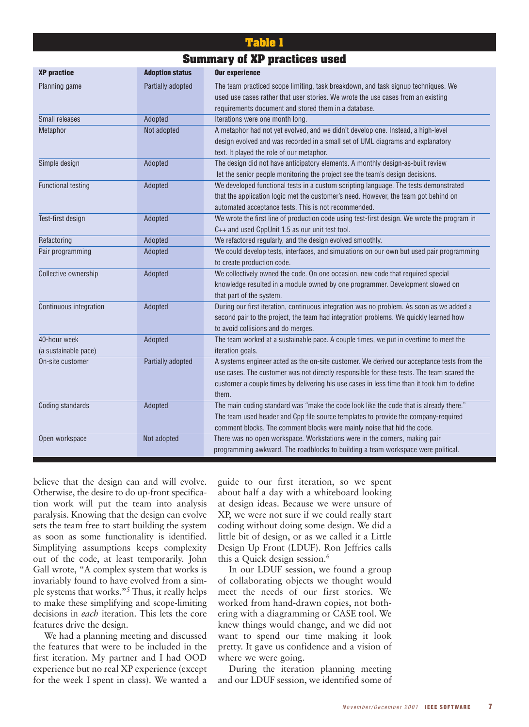**Table 1**

**Summary of XP practices used**

| XP practice | Adoption status | Our experience |
|---|---|---|
| Planning game | Partially adopted | The team practiced scope limiting, task breakdown, and task signup techniques. We used use cases rather that user stories. We wrote the use cases from an existing requirements document and stored them in a database. |
| Small releases | Adopted | Iterations were one month long. |
| Metaphor | Not adopted | A metaphor had not yet evolved, and we didn't develop one. Instead, a high-level design evolved and was recorded in a small set of UML diagrams and explanatory text. It played the role of our metaphor. |
| Simple design | Adopted | The design did not have anticipatory elements. A monthly design-as-built review let the senior people monitoring the project see the team's design decisions. |
| Functional testing | Adopted | We developed functional tests in a custom scripting language. The tests demonstrated that the application logic met the customer's need. However, the team got behind on automated acceptance tests. This is not recommended. |
| Test-first design | Adopted | We wrote the first line of production code using test-first design. We wrote the program in C++ and used CppUnit 1.5 as our unit test tool. |
| Refactoring | Adopted | We refactored regularly, and the design evolved smoothly. |
| Pair programming | Adopted | We could develop tests, interfaces, and simulations on our own but used pair programming to create production code. |
| Collective ownership | Adopted | We collectively owned the code. On one occasion, new code that required special knowledge resulted in a module owned by one programmer. Development slowed on that part of the system. |
| Continuous integration | Adopted | During our first iteration, continuous integration was no problem. As soon as we added a second pair to the project, the team had integration problems. We quickly learned how to avoid collisions and do merges. |
| 40-hour week (a sustainable pace) | Adopted | The team worked at a sustainable pace. A couple times, we put in overtime to meet the iteration goals. |
| On-site customer | Partially adopted | A systems engineer acted as the on-site customer. We derived our acceptance tests from the use cases. The customer was not directly responsible for these tests. The team scared the customer a couple times by delivering his use cases in less time than it took him to define them. |
| Coding standards | Adopted | The main coding standard was "make the code look like the code that is already there." The team used header and Cpp file source templates to provide the company-required comment blocks. The comment blocks were mainly noise that hid the code. |
| Open workspace | Not adopted | There was no open workspace. Workstations were in the corners, making pair programming awkward. The roadblocks to building a team workspace were political. |

believe that the design can and will evolve. Otherwise, the desire to do up-front specification work will put the team into analysis paralysis. Knowing that the design can evolve sets the team free to start building the system as soon as some functionality is identified. Simplifying assumptions keeps complexity out of the code, at least temporarily. John Gall wrote, "A complex system that works is invariably found to have evolved from a simple systems that works."[5] Thus, it really helps to make these simplifying and scope-limiting decisions in *each* iteration. This lets the core features drive the design.

We had a planning meeting and discussed the features that were to be included in the first iteration. My partner and I had OOD experience but no real XP experience (except for the week I spent in class). We wanted a guide to our first iteration, so we spent about half a day with a whiteboard looking at design ideas. Because we were unsure of XP, we were not sure if we could really start coding without doing some design. We did a little bit of design, or as we called it a Little Design Up Front (LDUF). Ron Jeffries calls this a Quick design session.[6]

In our LDUF session, we found a group of collaborating objects we thought would meet the needs of our first stories. We worked from hand-drawn copies, not bothering with a diagramming or CASE tool. We knew things would change, and we did not want to spend our time making it look pretty. It gave us confidence and a vision of where we were going.

During the iteration planning meeting and our LDUF session, we identified some of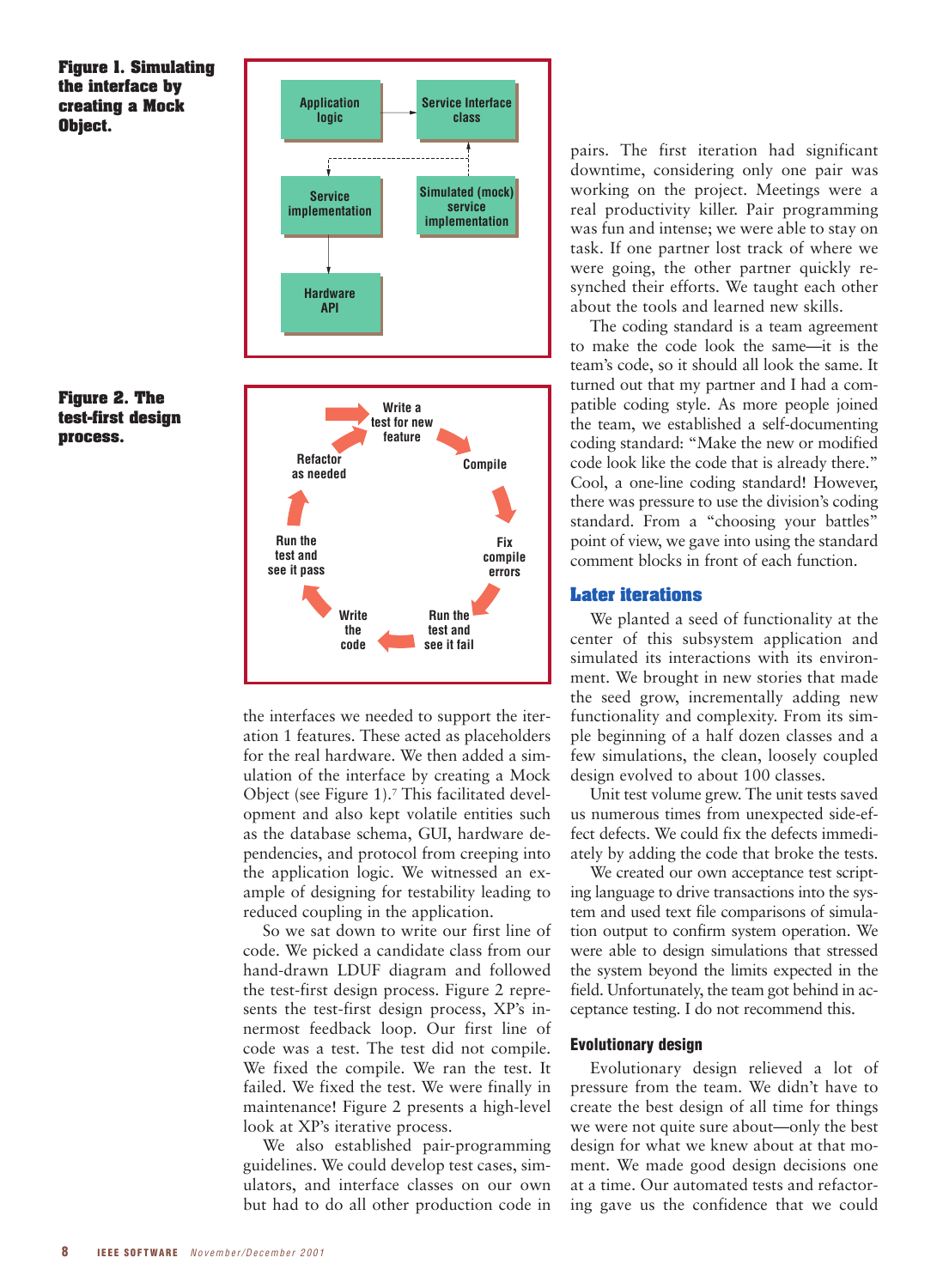**Figure 1. Simulating the interface by creating a Mock Object.**

Application logic

Service Interface class

Service implementation

Simulated (mock) service implementation

Hardware API

**Figure 2. The test-first design process.**

Write a test for new feature

Compile

Fix compile errors

Run the test and see it fail

Write the code

Run the test and see it pass

Refactor as needed

the interfaces we needed to support the iteration 1 features. These acted as placeholders for the real hardware. We then added a simulation of the interface by creating a Mock Object (see Figure 1).[7] This facilitated development and also kept volatile entities such as the database schema, GUI, hardware dependencies, and protocol from creeping into the application logic. We witnessed an example of designing for testability leading to reduced coupling in the application.

So we sat down to write our first line of code. We picked a candidate class from our hand-drawn LDUF diagram and followed the test-first design process. Figure 2 represents the test-first design process, XP's innermost feedback loop. Our first line of code was a test. The test did not compile. We fixed the compile. We ran the test. It failed. We fixed the test. We were finally in maintenance! Figure 2 presents a high-level look at XP's iterative process.

We also established pair-programming guidelines. We could develop test cases, simulators, and interface classes on our own but had to do all other production code in pairs. The first iteration had significant downtime, considering only one pair was working on the project. Meetings were a real productivity killer. Pair programming was fun and intense; we were able to stay on task. If one partner lost track of where we were going, the other partner quickly resynched their efforts. We taught each other about the tools and learned new skills.

The coding standard is a team agreement to make the code look the same—it is the team's code, so it should all look the same. It turned out that my partner and I had a compatible coding style. As more people joined the team, we established a self-documenting coding standard: "Make the new or modified code look like the code that is already there." Cool, a one-line coding standard! However, there was pressure to use the division's coding standard. From a "choosing your battles" point of view, we gave into using the standard comment blocks in front of each function.

## Later iterations

We planted a seed of functionality at the center of this subsystem application and simulated its interactions with its environment. We brought in new stories that made the seed grow, incrementally adding new functionality and complexity. From its simple beginning of a half dozen classes and a few simulations, the clean, loosely coupled design evolved to about 100 classes.

Unit test volume grew. The unit tests saved us numerous times from unexpected side-effect defects. We could fix the defects immediately by adding the code that broke the tests.

We created our own acceptance test scripting language to drive transactions into the system and used text file comparisons of simulation output to confirm system operation. We were able to design simulations that stressed the system beyond the limits expected in the field. Unfortunately, the team got behind in acceptance testing. I do not recommend this.

### Evolutionary design

Evolutionary design relieved a lot of pressure from the team. We didn't have to create the best design of all time for things we were not quite sure about—only the best design for what we knew about at that moment. We made good design decisions one at a time. Our automated tests and refactoring gave us the confidence that we could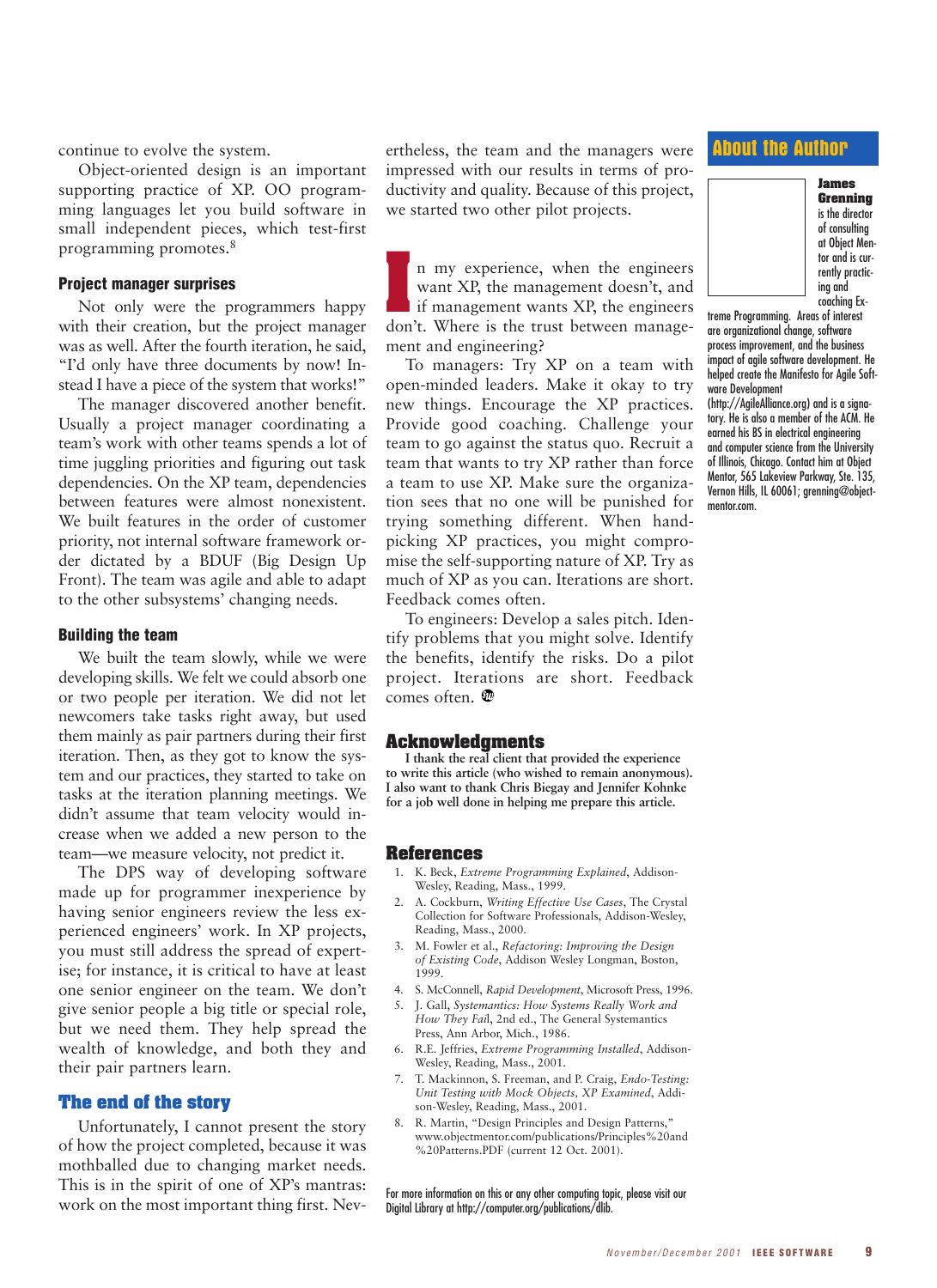continue to evolve the system.

Object-oriented design is an important supporting practice of XP. OO programming languages let you build software in small independent pieces, which test-first programming promotes.[8]

### Project manager surprises

Not only were the programmers happy with their creation, but the project manager was as well. After the fourth iteration, he said, "I'd only have three documents by now! Instead I have a piece of the system that works!"

The manager discovered another benefit. Usually a project manager coordinating a team's work with other teams spends a lot of time juggling priorities and figuring out task dependencies. On the XP team, dependencies between features were almost nonexistent. We built features in the order of customer priority, not internal software framework order dictated by a BDUF (Big Design Up Front). The team was agile and able to adapt to the other subsystems' changing needs.

### Building the team

We built the team slowly, while we were developing skills. We felt we could absorb one or two people per iteration. We did not let newcomers take tasks right away, but used them mainly as pair partners during their first iteration. Then, as they got to know the system and our practices, they started to take on tasks at the iteration planning meetings. We didn't assume that team velocity would increase when we added a new person to the team—we measure velocity, not predict it.

The DPS way of developing software made up for programmer inexperience by having senior engineers review the less experienced engineers' work. In XP projects, you must still address the spread of expertise; for instance, it is critical to have at least one senior engineer on the team. We don't give senior people a big title or special role, but we need them. They help spread the wealth of knowledge, and both they and their pair partners learn.

## The end of the story

Unfortunately, I cannot present the story of how the project completed, because it was mothballed due to changing market needs. This is in the spirit of one of XP's mantras: work on the most important thing first. Nevertheless, the team and the managers were impressed with our results in terms of productivity and quality. Because of this project, we started two other pilot projects.

In my experience, when the engineers want XP, the management doesn't, and if management wants XP, the engineers don't. Where is the trust between management and engineering?

To managers: Try XP on a team with open-minded leaders. Make it okay to try new things. Encourage the XP practices. Provide good coaching. Challenge your team to go against the status quo. Recruit a team that wants to try XP rather than force a team to use XP. Make sure the organization sees that no one will be punished for trying something different. When hand-picking XP practices, you might compromise the self-supporting nature of XP. Try as much of XP as you can. Iterations are short. Feedback comes often.

To engineers: Develop a sales pitch. Identify problems that you might solve. Identify the benefits, identify the risks. Do a pilot project. Iterations are short. Feedback comes often.

## Acknowledgments

**I thank the real client that provided the experience to write this article (who wished to remain anonymous). I also want to thank Chris Biegay and Jennifer Kohnke for a job well done in helping me prepare this article.**

## References

1. K. Beck, *Extreme Programming Explained*, Addison-Wesley, Reading, Mass., 1999.
2. A. Cockburn, *Writing Effective Use Cases*, The Crystal Collection for Software Professionals, Addison-Wesley, Reading, Mass., 2000.
3. M. Fowler et al., *Refactoring: Improving the Design of Existing Code*, Addison Wesley Longman, Boston, 1999.
4. S. McConnell, *Rapid Development*, Microsoft Press, 1996.
5. J. Gall, *Systemantics: How Systems Really Work and How They Fail*, 2nd ed., The General Systemantics Press, Ann Arbor, Mich., 1986.
6. R.E. Jeffries, *Extreme Programming Installed*, Addison-Wesley, Reading, Mass., 2001.
7. T. Mackinnon, S. Freeman, and P. Craig, *Endo-Testing: Unit Testing with Mock Objects, XP Examined*, Addison-Wesley, Reading, Mass., 2001.
8. R. Martin, "Design Principles and Design Patterns," www.objectmentor.com/publications/Principles%20and%20Patterns.PDF (current 12 Oct. 2001).

For more information on this or any other computing topic, please visit our Digital Library at http://computer.org/publications/dlib.

## About the Author

**James Grenning** is the director of consulting at Object Mentor and is currently practicing and coaching Extreme Programming. Areas of interest are organizational change, software process improvement, and the business impact of agile software development. He helped create the Manifesto for Agile Software Development (http://AgileAlliance.org) and is a signatory. He is also a member of the ACM. He earned his BS in electrical engineering and computer science from the University of Illinois, Chicago. Contact him at Object Mentor, 565 Lakeview Parkway, Ste. 135, Vernon Hills, IL 60061; grenning@objectmentor.com.